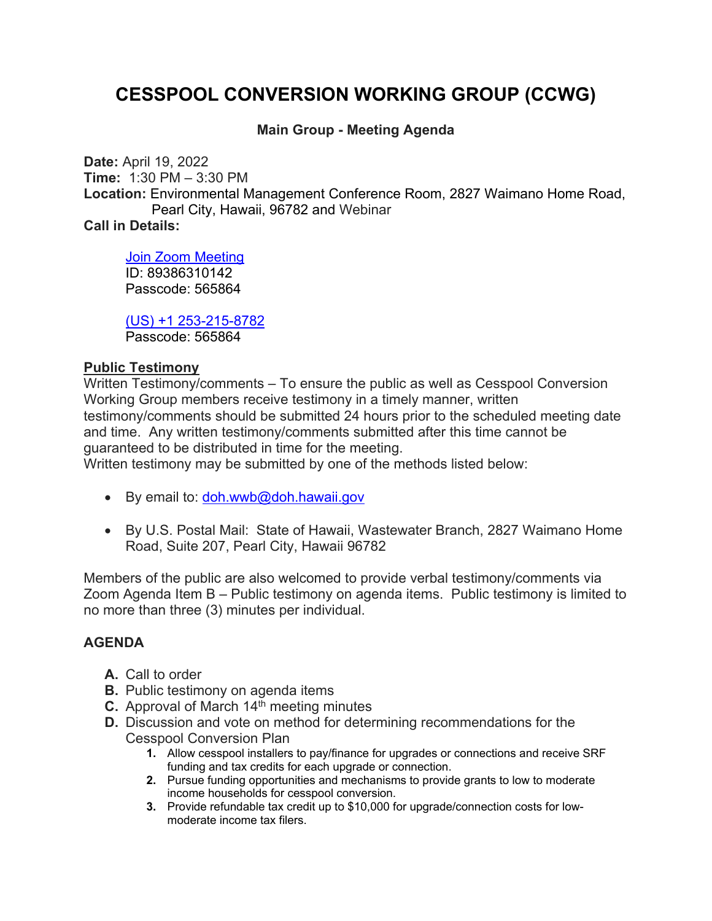# CESSPOOL CONVERSION WORKING GROUP (CCWG)

### Main Group - Meeting Agenda

**Date:** April 19, 2022
**Time:** 1:30 PM – 3:30 PM
**Location:** Environmental Management Conference Room, 2827 Waimano Home Road, Pearl City, Hawaii, 96782 and Webinar
**Call in Details:**

> [Join Zoom Meeting]
> ID: 89386310142
> Passcode: 565864
>
> [(US) +1 253-215-8782]
> Passcode: 565864

**Public Testimony**

Written Testimony/comments – To ensure the public as well as Cesspool Conversion Working Group members receive testimony in a timely manner, written testimony/comments should be submitted 24 hours prior to the scheduled meeting date and time. Any written testimony/comments submitted after this time cannot be guaranteed to be distributed in time for the meeting.
Written testimony may be submitted by one of the methods listed below:

- By email to: doh.wwb@doh.hawaii.gov
- By U.S. Postal Mail: State of Hawaii, Wastewater Branch, 2827 Waimano Home Road, Suite 207, Pearl City, Hawaii 96782

Members of the public are also welcomed to provide verbal testimony/comments via Zoom Agenda Item B – Public testimony on agenda items. Public testimony is limited to no more than three (3) minutes per individual.

**AGENDA**

- **A.** Call to order
- **B.** Public testimony on agenda items
- **C.** Approval of March 14th meeting minutes
- **D.** Discussion and vote on method for determining recommendations for the Cesspool Conversion Plan
  1. Allow cesspool installers to pay/finance for upgrades or connections and receive SRF funding and tax credits for each upgrade or connection.
  2. Pursue funding opportunities and mechanisms to provide grants to low to moderate income households for cesspool conversion.
  3. Provide refundable tax credit up to $10,000 for upgrade/connection costs for low-moderate income tax filers.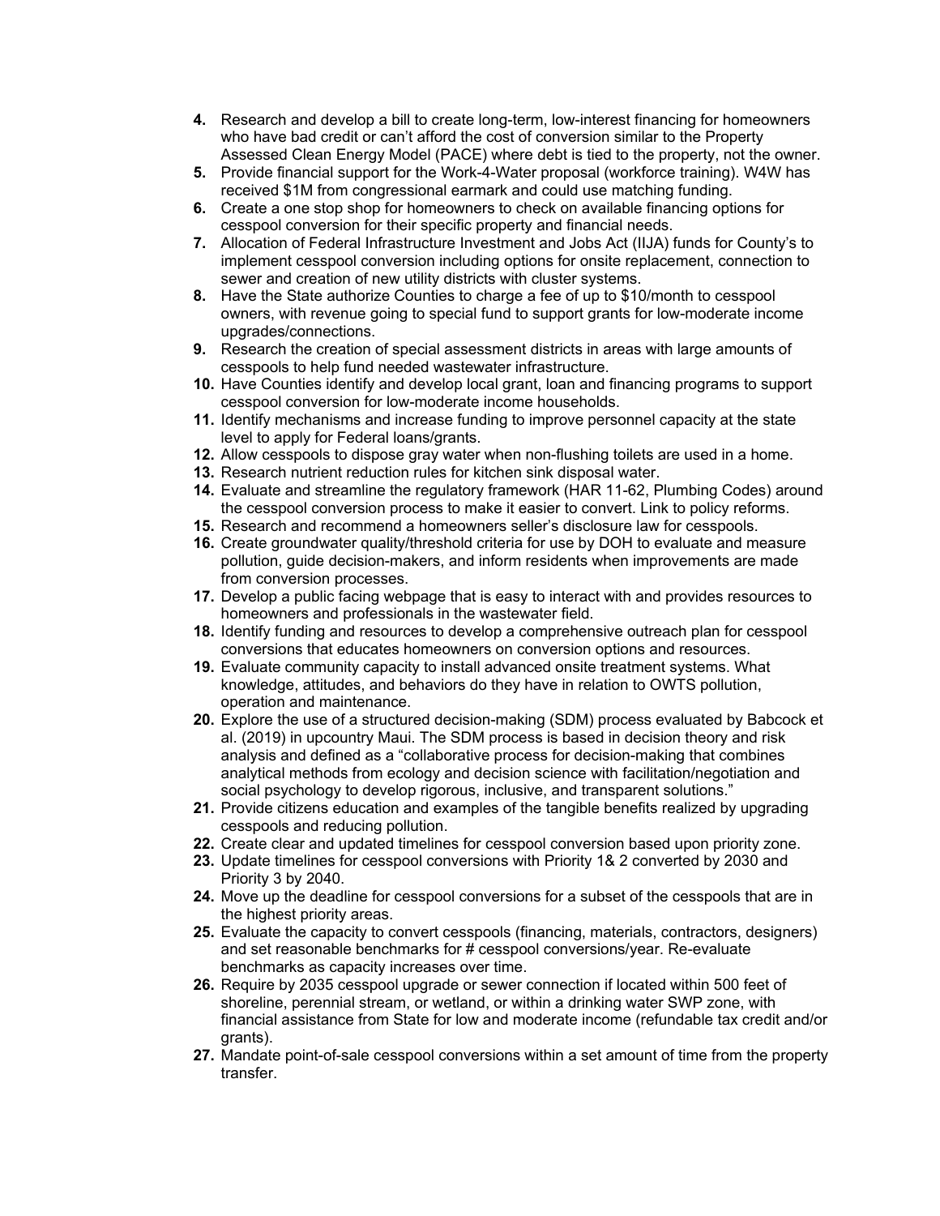4. Research and develop a bill to create long-term, low-interest financing for homeowners who have bad credit or can't afford the cost of conversion similar to the Property Assessed Clean Energy Model (PACE) where debt is tied to the property, not the owner.
5. Provide financial support for the Work-4-Water proposal (workforce training). W4W has received $1M from congressional earmark and could use matching funding.
6. Create a one stop shop for homeowners to check on available financing options for cesspool conversion for their specific property and financial needs.
7. Allocation of Federal Infrastructure Investment and Jobs Act (IIJA) funds for County's to implement cesspool conversion including options for onsite replacement, connection to sewer and creation of new utility districts with cluster systems.
8. Have the State authorize Counties to charge a fee of up to $10/month to cesspool owners, with revenue going to special fund to support grants for low-moderate income upgrades/connections.
9. Research the creation of special assessment districts in areas with large amounts of cesspools to help fund needed wastewater infrastructure.
10. Have Counties identify and develop local grant, loan and financing programs to support cesspool conversion for low-moderate income households.
11. Identify mechanisms and increase funding to improve personnel capacity at the state level to apply for Federal loans/grants.
12. Allow cesspools to dispose gray water when non-flushing toilets are used in a home.
13. Research nutrient reduction rules for kitchen sink disposal water.
14. Evaluate and streamline the regulatory framework (HAR 11-62, Plumbing Codes) around the cesspool conversion process to make it easier to convert. Link to policy reforms.
15. Research and recommend a homeowners seller's disclosure law for cesspools.
16. Create groundwater quality/threshold criteria for use by DOH to evaluate and measure pollution, guide decision-makers, and inform residents when improvements are made from conversion processes.
17. Develop a public facing webpage that is easy to interact with and provides resources to homeowners and professionals in the wastewater field.
18. Identify funding and resources to develop a comprehensive outreach plan for cesspool conversions that educates homeowners on conversion options and resources.
19. Evaluate community capacity to install advanced onsite treatment systems. What knowledge, attitudes, and behaviors do they have in relation to OWTS pollution, operation and maintenance.
20. Explore the use of a structured decision-making (SDM) process evaluated by Babcock et al. (2019) in upcountry Maui. The SDM process is based in decision theory and risk analysis and defined as a "collaborative process for decision-making that combines analytical methods from ecology and decision science with facilitation/negotiation and social psychology to develop rigorous, inclusive, and transparent solutions."
21. Provide citizens education and examples of the tangible benefits realized by upgrading cesspools and reducing pollution.
22. Create clear and updated timelines for cesspool conversion based upon priority zone.
23. Update timelines for cesspool conversions with Priority 1& 2 converted by 2030 and Priority 3 by 2040.
24. Move up the deadline for cesspool conversions for a subset of the cesspools that are in the highest priority areas.
25. Evaluate the capacity to convert cesspools (financing, materials, contractors, designers) and set reasonable benchmarks for # cesspool conversions/year. Re-evaluate benchmarks as capacity increases over time.
26. Require by 2035 cesspool upgrade or sewer connection if located within 500 feet of shoreline, perennial stream, or wetland, or within a drinking water SWP zone, with financial assistance from State for low and moderate income (refundable tax credit and/or grants).
27. Mandate point-of-sale cesspool conversions within a set amount of time from the property transfer.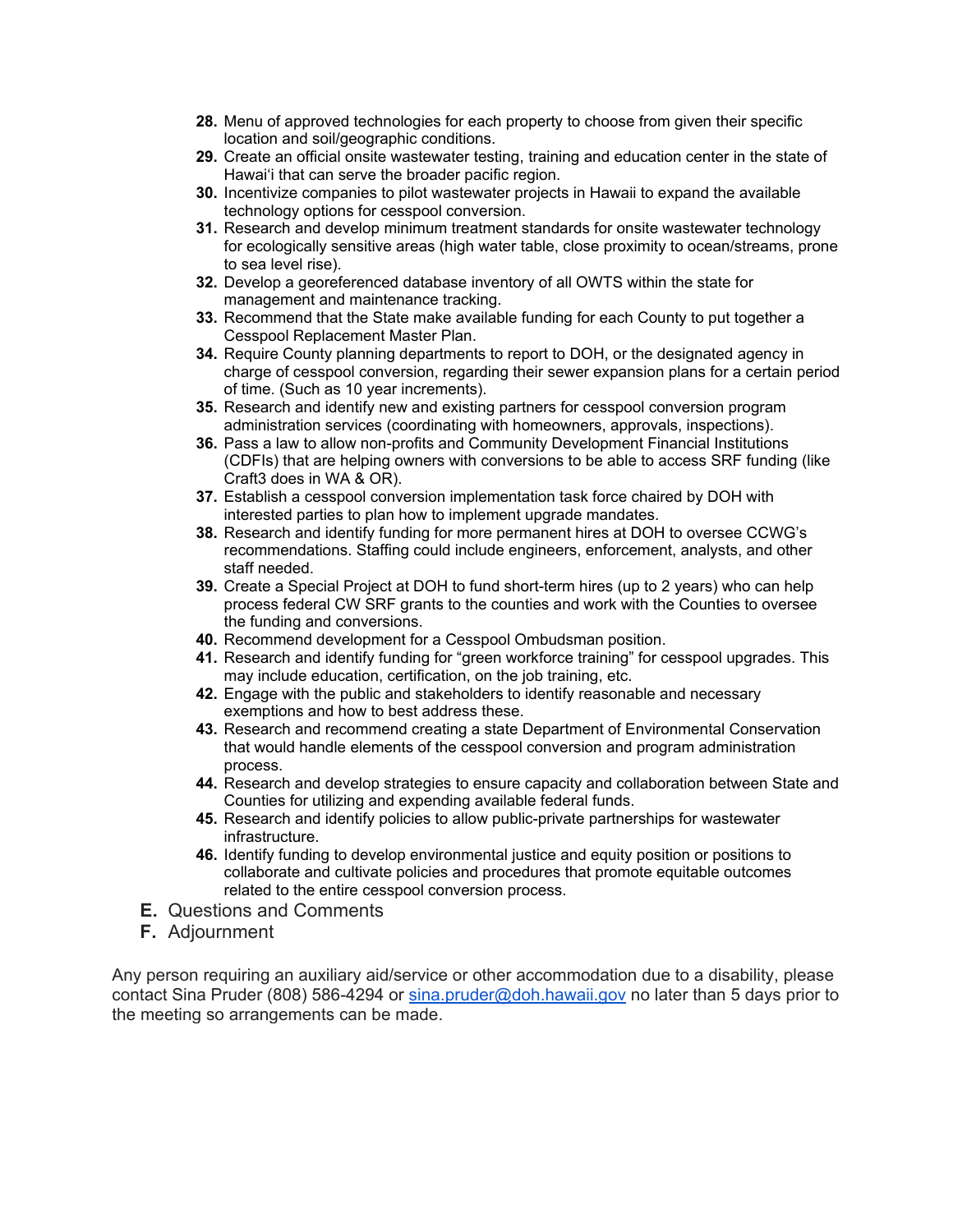28. Menu of approved technologies for each property to choose from given their specific location and soil/geographic conditions.
29. Create an official onsite wastewater testing, training and education center in the state of Hawaiʻi that can serve the broader pacific region.
30. Incentivize companies to pilot wastewater projects in Hawaii to expand the available technology options for cesspool conversion.
31. Research and develop minimum treatment standards for onsite wastewater technology for ecologically sensitive areas (high water table, close proximity to ocean/streams, prone to sea level rise).
32. Develop a georeferenced database inventory of all OWTS within the state for management and maintenance tracking.
33. Recommend that the State make available funding for each County to put together a Cesspool Replacement Master Plan.
34. Require County planning departments to report to DOH, or the designated agency in charge of cesspool conversion, regarding their sewer expansion plans for a certain period of time. (Such as 10 year increments).
35. Research and identify new and existing partners for cesspool conversion program administration services (coordinating with homeowners, approvals, inspections).
36. Pass a law to allow non-profits and Community Development Financial Institutions (CDFIs) that are helping owners with conversions to be able to access SRF funding (like Craft3 does in WA & OR).
37. Establish a cesspool conversion implementation task force chaired by DOH with interested parties to plan how to implement upgrade mandates.
38. Research and identify funding for more permanent hires at DOH to oversee CCWG's recommendations. Staffing could include engineers, enforcement, analysts, and other staff needed.
39. Create a Special Project at DOH to fund short-term hires (up to 2 years) who can help process federal CW SRF grants to the counties and work with the Counties to oversee the funding and conversions.
40. Recommend development for a Cesspool Ombudsman position.
41. Research and identify funding for "green workforce training" for cesspool upgrades. This may include education, certification, on the job training, etc.
42. Engage with the public and stakeholders to identify reasonable and necessary exemptions and how to best address these.
43. Research and recommend creating a state Department of Environmental Conservation that would handle elements of the cesspool conversion and program administration process.
44. Research and develop strategies to ensure capacity and collaboration between State and Counties for utilizing and expending available federal funds.
45. Research and identify policies to allow public-private partnerships for wastewater infrastructure.
46. Identify funding to develop environmental justice and equity position or positions to collaborate and cultivate policies and procedures that promote equitable outcomes related to the entire cesspool conversion process.

**E.** Questions and Comments

**F.** Adjournment

Any person requiring an auxiliary aid/service or other accommodation due to a disability, please contact Sina Pruder (808) 586-4294 or sina.pruder@doh.hawaii.gov no later than 5 days prior to the meeting so arrangements can be made.